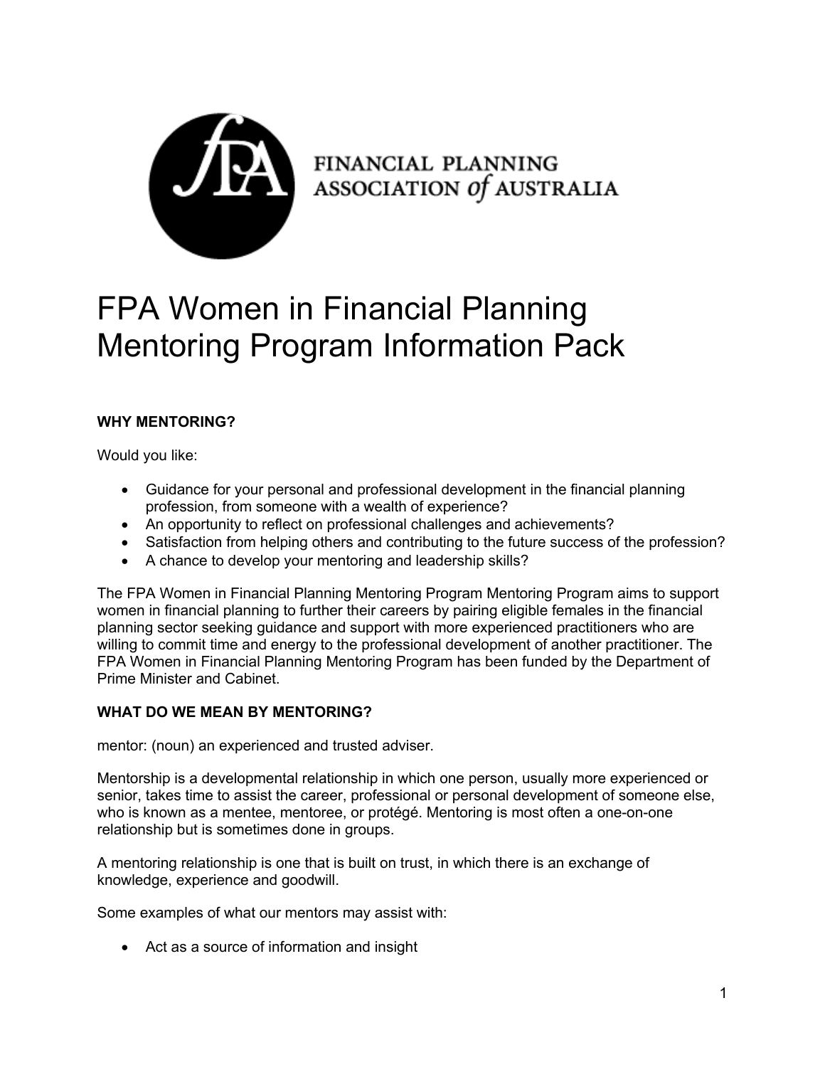FINANCIAL PLANNING ASSOCIATION of AUSTRALIA

# FPA Women in Financial Planning Mentoring Program Information Pack

**WHY MENTORING?**

Would you like:

- Guidance for your personal and professional development in the financial planning profession, from someone with a wealth of experience?
- An opportunity to reflect on professional challenges and achievements?
- Satisfaction from helping others and contributing to the future success of the profession?
- A chance to develop your mentoring and leadership skills?

The FPA Women in Financial Planning Mentoring Program Mentoring Program aims to support women in financial planning to further their careers by pairing eligible females in the financial planning sector seeking guidance and support with more experienced practitioners who are willing to commit time and energy to the professional development of another practitioner. The FPA Women in Financial Planning Mentoring Program has been funded by the Department of Prime Minister and Cabinet.

**WHAT DO WE MEAN BY MENTORING?**

mentor: (noun) an experienced and trusted adviser.

Mentorship is a developmental relationship in which one person, usually more experienced or senior, takes time to assist the career, professional or personal development of someone else, who is known as a mentee, mentoree, or protégé. Mentoring is most often a one-on-one relationship but is sometimes done in groups.

A mentoring relationship is one that is built on trust, in which there is an exchange of knowledge, experience and goodwill.

Some examples of what our mentors may assist with:

- Act as a source of information and insight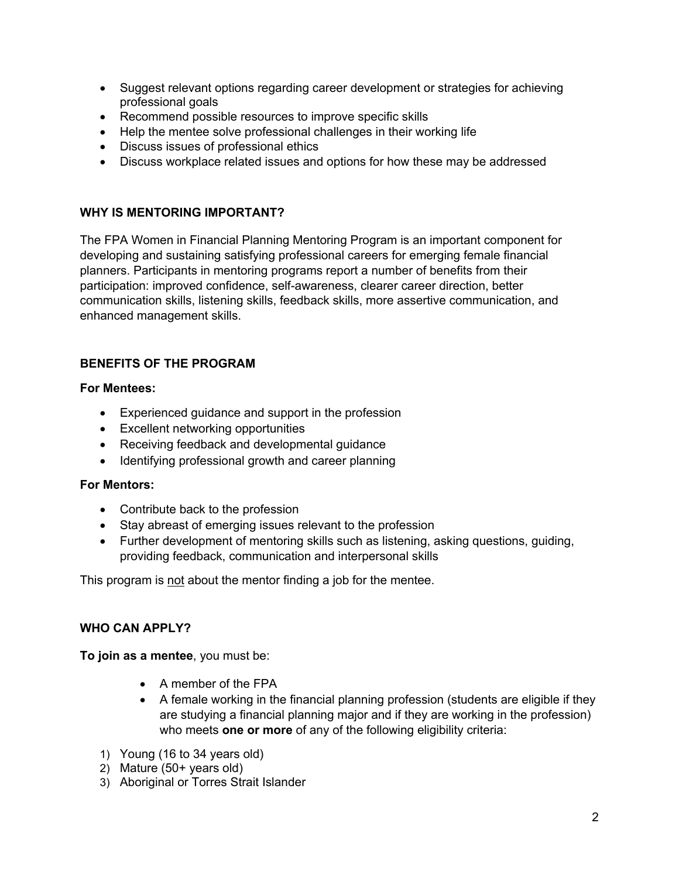- Suggest relevant options regarding career development or strategies for achieving professional goals
- Recommend possible resources to improve specific skills
- Help the mentee solve professional challenges in their working life
- Discuss issues of professional ethics
- Discuss workplace related issues and options for how these may be addressed

## WHY IS MENTORING IMPORTANT?

The FPA Women in Financial Planning Mentoring Program is an important component for developing and sustaining satisfying professional careers for emerging female financial planners. Participants in mentoring programs report a number of benefits from their participation: improved confidence, self-awareness, clearer career direction, better communication skills, listening skills, feedback skills, more assertive communication, and enhanced management skills.

## BENEFITS OF THE PROGRAM

**For Mentees:**

- Experienced guidance and support in the profession
- Excellent networking opportunities
- Receiving feedback and developmental guidance
- Identifying professional growth and career planning

**For Mentors:**

- Contribute back to the profession
- Stay abreast of emerging issues relevant to the profession
- Further development of mentoring skills such as listening, asking questions, guiding, providing feedback, communication and interpersonal skills

This program is <u>not</u> about the mentor finding a job for the mentee.

## WHO CAN APPLY?

**To join as a mentee**, you must be:

- A member of the FPA
- A female working in the financial planning profession (students are eligible if they are studying a financial planning major and if they are working in the profession) who meets **one or more** of any of the following eligibility criteria:

1) Young (16 to 34 years old)
2) Mature (50+ years old)
3) Aboriginal or Torres Strait Islander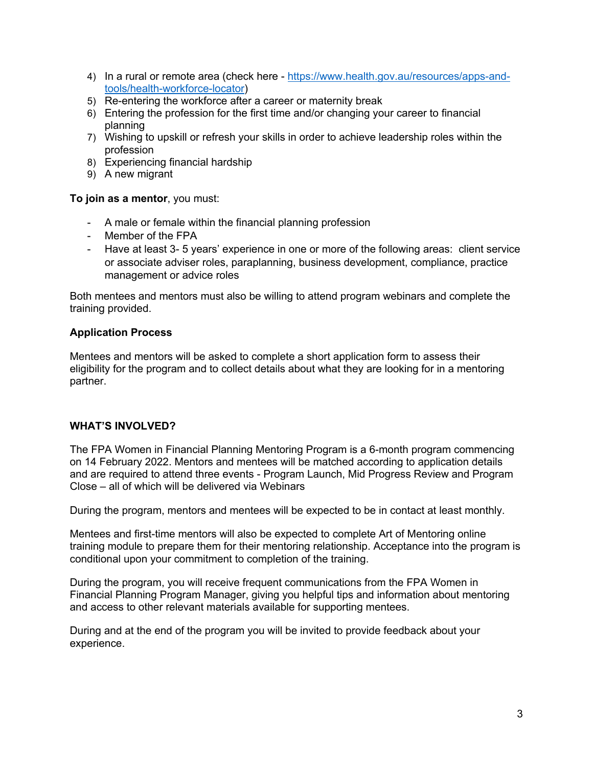4) In a rural or remote area (check here - [https://www.health.gov.au/resources/apps-and-tools/health-workforce-locator](https://www.health.gov.au/resources/apps-and-tools/health-workforce-locator))
5) Re-entering the workforce after a career or maternity break
6) Entering the profession for the first time and/or changing your career to financial planning
7) Wishing to upskill or refresh your skills in order to achieve leadership roles within the profession
8) Experiencing financial hardship
9) A new migrant

**To join as a mentor**, you must:

- A male or female within the financial planning profession
- Member of the FPA
- Have at least 3- 5 years' experience in one or more of the following areas: client service or associate adviser roles, paraplanning, business development, compliance, practice management or advice roles

Both mentees and mentors must also be willing to attend program webinars and complete the training provided.

**Application Process**

Mentees and mentors will be asked to complete a short application form to assess their eligibility for the program and to collect details about what they are looking for in a mentoring partner.

**WHAT'S INVOLVED?**

The FPA Women in Financial Planning Mentoring Program is a 6-month program commencing on 14 February 2022. Mentors and mentees will be matched according to application details and are required to attend three events - Program Launch, Mid Progress Review and Program Close – all of which will be delivered via Webinars

During the program, mentors and mentees will be expected to be in contact at least monthly.

Mentees and first-time mentors will also be expected to complete Art of Mentoring online training module to prepare them for their mentoring relationship. Acceptance into the program is conditional upon your commitment to completion of the training.

During the program, you will receive frequent communications from the FPA Women in Financial Planning Program Manager, giving you helpful tips and information about mentoring and access to other relevant materials available for supporting mentees.

During and at the end of the program you will be invited to provide feedback about your experience.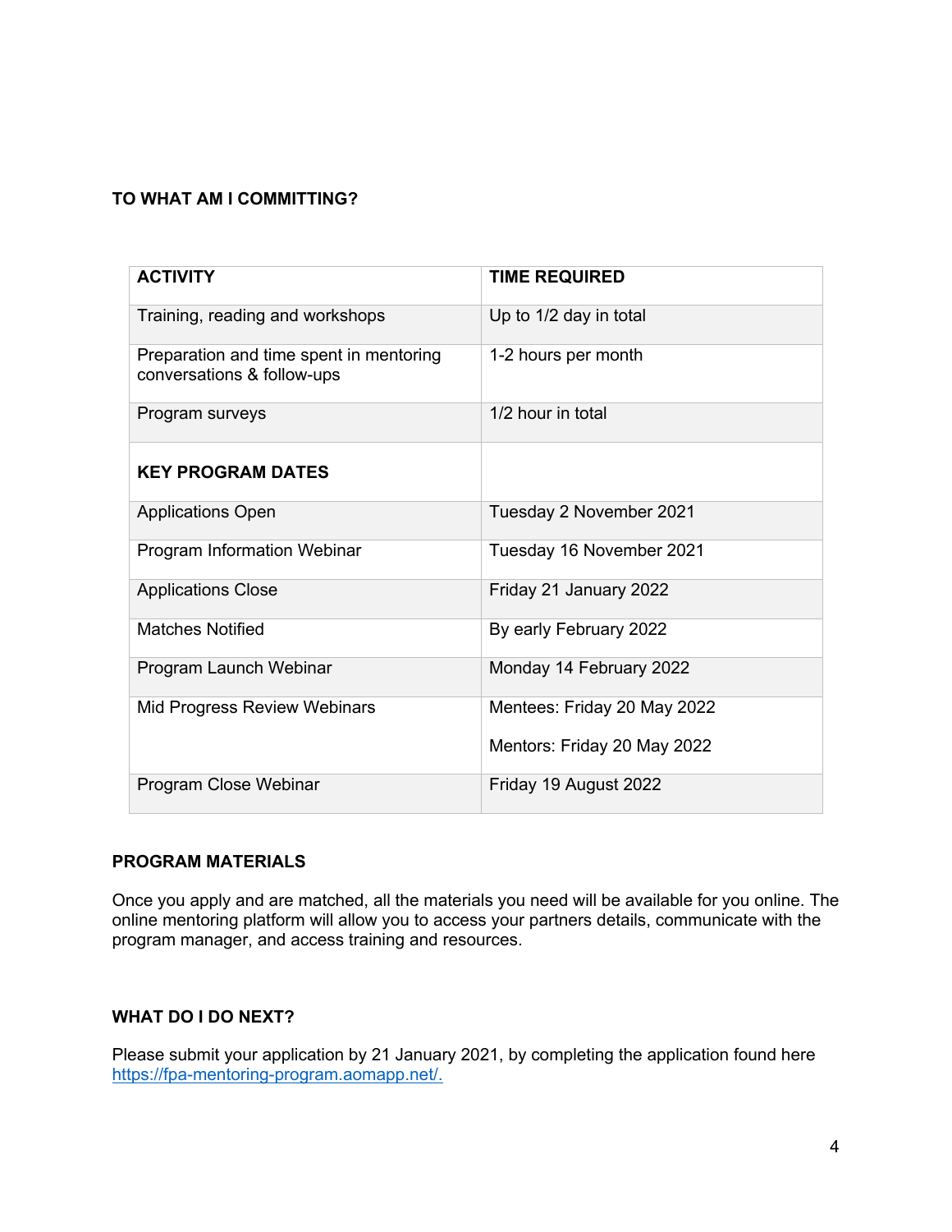## TO WHAT AM I COMMITTING?

| ACTIVITY | TIME REQUIRED |
|---|---|
| Training, reading and workshops | Up to 1/2 day in total |
| Preparation and time spent in mentoring conversations & follow-ups | 1-2 hours per month |
| Program surveys | 1/2 hour in total |
| **KEY PROGRAM DATES** | |
| Applications Open | Tuesday 2 November 2021 |
| Program Information Webinar | Tuesday 16 November 2021 |
| Applications Close | Friday 21 January 2022 |
| Matches Notified | By early February 2022 |
| Program Launch Webinar | Monday 14 February 2022 |
| Mid Progress Review Webinars | Mentees: Friday 20 May 2022<br><br>Mentors: Friday 20 May 2022 |
| Program Close Webinar | Friday 19 August 2022 |

## PROGRAM MATERIALS

Once you apply and are matched, all the materials you need will be available for you online. The online mentoring platform will allow you to access your partners details, communicate with the program manager, and access training and resources.

## WHAT DO I DO NEXT?

Please submit your application by 21 January 2021, by completing the application found here [https://fpa-mentoring-program.aomapp.net/.](https://fpa-mentoring-program.aomapp.net/)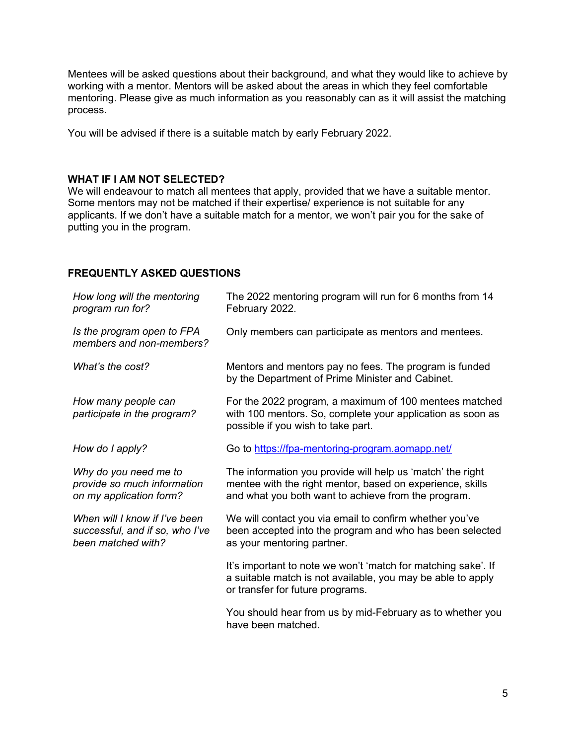Mentees will be asked questions about their background, and what they would like to achieve by working with a mentor. Mentors will be asked about the areas in which they feel comfortable mentoring. Please give as much information as you reasonably can as it will assist the matching process.

You will be advised if there is a suitable match by early February 2022.

**WHAT IF I AM NOT SELECTED?**

We will endeavour to match all mentees that apply, provided that we have a suitable mentor. Some mentors may not be matched if their expertise/ experience is not suitable for any applicants. If we don't have a suitable match for a mentor, we won't pair you for the sake of putting you in the program.

**FREQUENTLY ASKED QUESTIONS**

| | |
|---|---|
| *How long will the mentoring program run for?* | The 2022 mentoring program will run for 6 months from 14 February 2022. |
| *Is the program open to FPA members and non-members?* | Only members can participate as mentors and mentees. |
| *What's the cost?* | Mentors and mentors pay no fees. The program is funded by the Department of Prime Minister and Cabinet. |
| *How many people can participate in the program?* | For the 2022 program, a maximum of 100 mentees matched with 100 mentors. So, complete your application as soon as possible if you wish to take part. |
| *How do I apply?* | Go to [https://fpa-mentoring-program.aomapp.net/](https://fpa-mentoring-program.aomapp.net/) |
| *Why do you need me to provide so much information on my application form?* | The information you provide will help us 'match' the right mentee with the right mentor, based on experience, skills and what you both want to achieve from the program. |
| *When will I know if I've been successful, and if so, who I've been matched with?* | We will contact you via email to confirm whether you've been accepted into the program and who has been selected as your mentoring partner.<br><br>It's important to note we won't 'match for matching sake'. If a suitable match is not available, you may be able to apply or transfer for future programs.<br><br>You should hear from us by mid-February as to whether you have been matched. |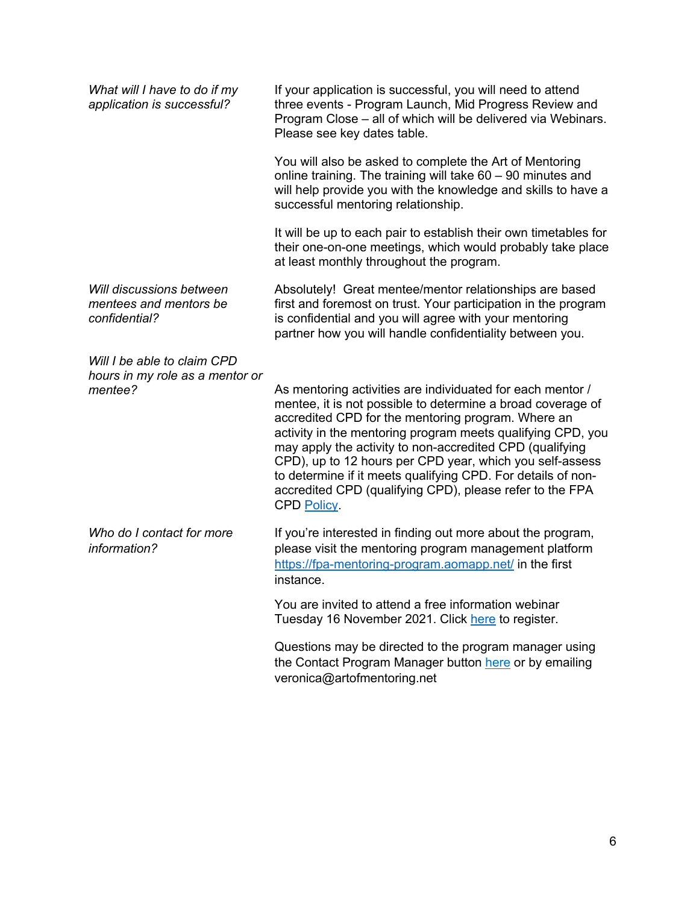| | |
|---|---|
| *What will I have to do if my application is successful?* | If your application is successful, you will need to attend three events - Program Launch, Mid Progress Review and Program Close – all of which will be delivered via Webinars. Please see key dates table.<br><br>You will also be asked to complete the Art of Mentoring online training. The training will take 60 – 90 minutes and will help provide you with the knowledge and skills to have a successful mentoring relationship.<br><br>It will be up to each pair to establish their own timetables for their one-on-one meetings, which would probably take place at least monthly throughout the program. |
| *Will discussions between mentees and mentors be confidential?* | Absolutely! Great mentee/mentor relationships are based first and foremost on trust. Your participation in the program is confidential and you will agree with your mentoring partner how you will handle confidentiality between you. |
| *Will I be able to claim CPD hours in my role as a mentor or mentee?* | As mentoring activities are individuated for each mentor / mentee, it is not possible to determine a broad coverage of accredited CPD for the mentoring program. Where an activity in the mentoring program meets qualifying CPD, you may apply the activity to non-accredited CPD (qualifying CPD), up to 12 hours per CPD year, which you self-assess to determine if it meets qualifying CPD. For details of non-accredited CPD (qualifying CPD), please refer to the FPA CPD [Policy](). |
| *Who do I contact for more information?* | If you're interested in finding out more about the program, please visit the mentoring program management platform [https://fpa-mentoring-program.aomapp.net/](https://fpa-mentoring-program.aomapp.net/) in the first instance.<br><br>You are invited to attend a free information webinar Tuesday 16 November 2021. Click [here]() to register.<br><br>Questions may be directed to the program manager using the Contact Program Manager button [here]() or by emailing veronica@artofmentoring.net |